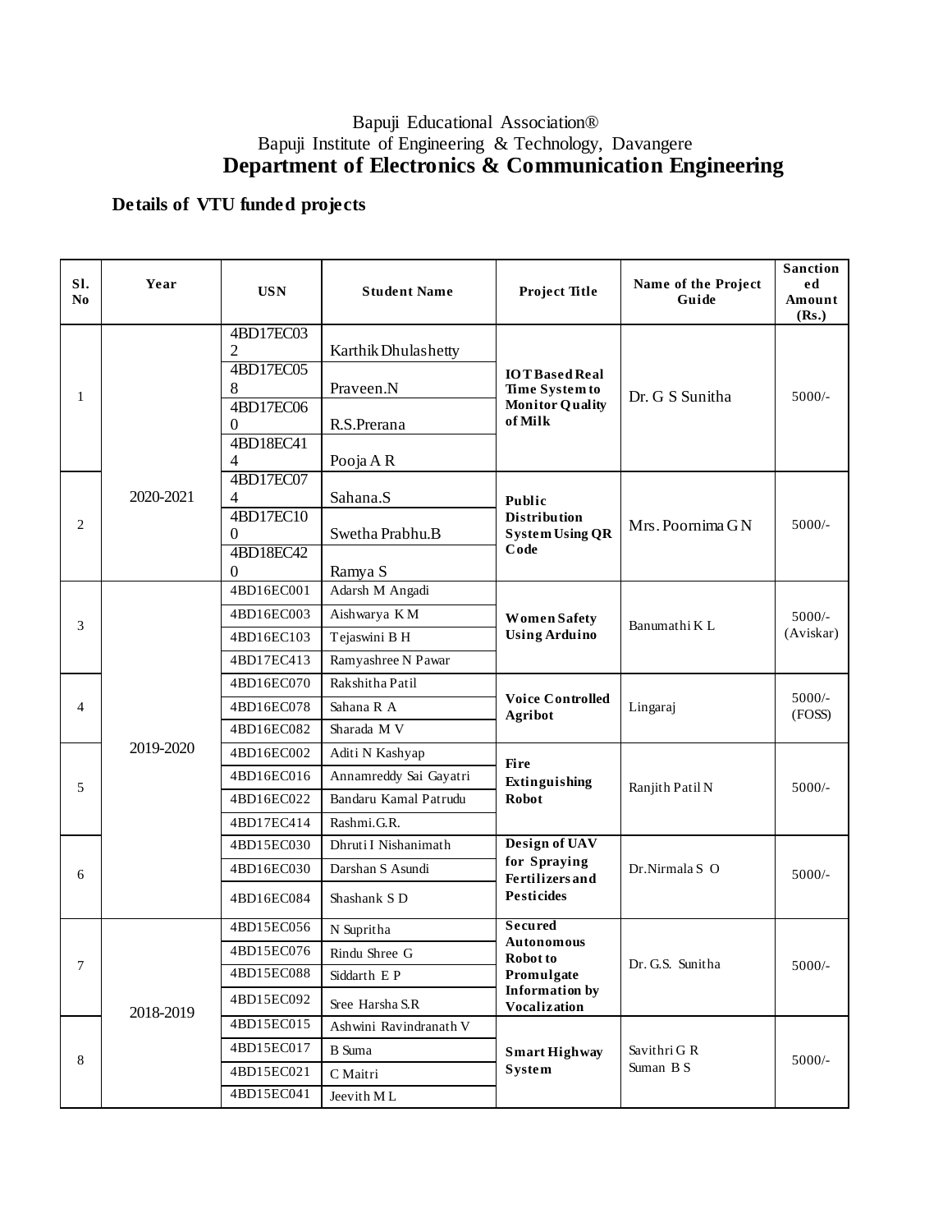Bapuji Educational Association®
Bapuji Institute of Engineering & Technology, Davangere

# Department of Electronics & Communication Engineering

## Details of VTU funded projects

| Sl. No | Year | USN | Student Name | Project Title | Name of the Project Guide | Sanctioned Amount (Rs.) |
|---|---|---|---|---|---|---|
| 1 | 2020-2021 | 4BD17EC032 | Karthik Dhulashetty | IOT Based Real Time System to Monitor Quality of Milk | Dr. G S Sunitha | 5000/- |
| | | 4BD17EC058 | Praveen.N | | | |
| | | 4BD17EC060 | R.S.Prerana | | | |
| | | 4BD18EC414 | Pooja A R | | | |
| 2 | | 4BD17EC074 | Sahana.S | Public Distribution System Using QR Code | Mrs. Poornima G N | 5000/- |
| | | 4BD17EC100 | Swetha Prabhu.B | | | |
| | | 4BD18EC420 | Ramya S | | | |
| 3 | 2019-2020 | 4BD16EC001 | Adarsh M Angadi | Women Safety Using Arduino | Banumathi K L | 5000/- (Aviskar) |
| | | 4BD16EC003 | Aishwarya K M | | | |
| | | 4BD16EC103 | Tejaswini B H | | | |
| | | 4BD17EC413 | Ramyashree N Pawar | | | |
| 4 | | 4BD16EC070 | Rakshitha Patil | Voice Controlled Agribot | Lingaraj | 5000/- (FOSS) |
| | | 4BD16EC078 | Sahana R A | | | |
| | | 4BD16EC082 | Sharada M V | | | |
| 5 | | 4BD16EC002 | Aditi N Kashyap | Fire Extinguishing Robot | Ranjith Patil N | 5000/- |
| | | 4BD16EC016 | Annamreddy Sai Gayatri | | | |
| | | 4BD16EC022 | Bandaru Kamal Patrudu | | | |
| | | 4BD17EC414 | Rashmi.G.R. | | | |
| 6 | | 4BD15EC030 | Dhruti I Nishanimath | Design of UAV for Spraying Fertilizers and Pesticides | Dr.Nirmala S O | 5000/- |
| | | 4BD16EC030 | Darshan S Asundi | | | |
| | | 4BD16EC084 | Shashank S D | | | |
| 7 | 2018-2019 | 4BD15EC056 | N Supritha | Secured Autonomous Robot to Promulgate Information by Vocalization | Dr. G.S. Sunitha | 5000/- |
| | | 4BD15EC076 | Rindu Shree G | | | |
| | | 4BD15EC088 | Siddarth E P | | | |
| | | 4BD15EC092 | Sree Harsha S.R | | | |
| 8 | | 4BD15EC015 | Ashwini Ravindranath V | Smart Highway System | Savithri G R<br>Suman B S | 5000/- |
| | | 4BD15EC017 | B Suma | | | |
| | | 4BD15EC021 | C Maitri | | | |
| | | 4BD15EC041 | Jeevith M L | | | |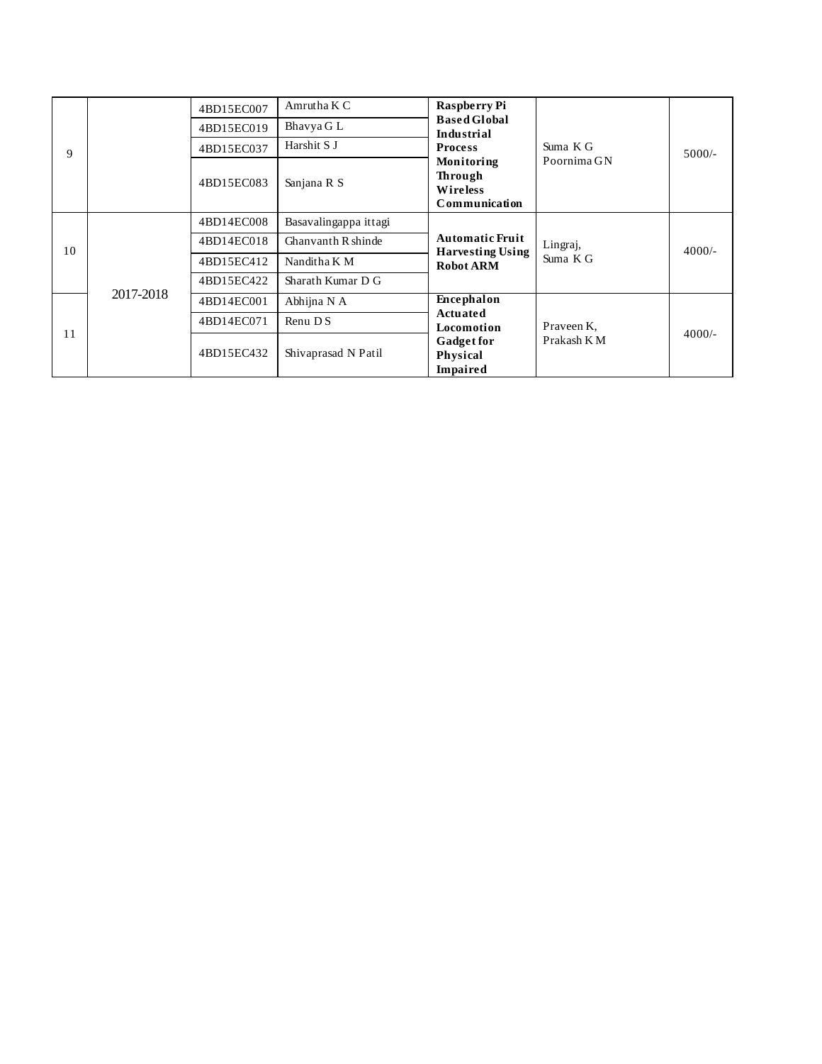| | | | | | | |
|---|---|---|---|---|---|---|
| 9 | | 4BD15EC007 | Amrutha K C | **Raspberry Pi Based Global Industrial Process Monitoring Through Wireless Communication** | Suma K G Poornima G N | 5000/- |
| | | 4BD15EC019 | Bhavya G L | | | |
| | | 4BD15EC037 | Harshit S J | | | |
| | | 4BD15EC083 | Sanjana R S | | | |
| 10 | 2017-2018 | 4BD14EC008 | Basavalingappa ittagi | **Automatic Fruit Harvesting Using Robot ARM** | Lingraj, Suma K G | 4000/- |
| | | 4BD14EC018 | Ghanvanth R shinde | | | |
| | | 4BD15EC412 | Nanditha K M | | | |
| | | 4BD15EC422 | Sharath Kumar D G | | | |
| 11 | | 4BD14EC001 | Abhijna N A | **Encephalon Actuated Locomotion Gadget for Physical Impaired** | Praveen K, Prakash K M | 4000/- |
| | | 4BD14EC071 | Renu D S | | | |
| | | 4BD15EC432 | Shivaprasad N Patil | | | |